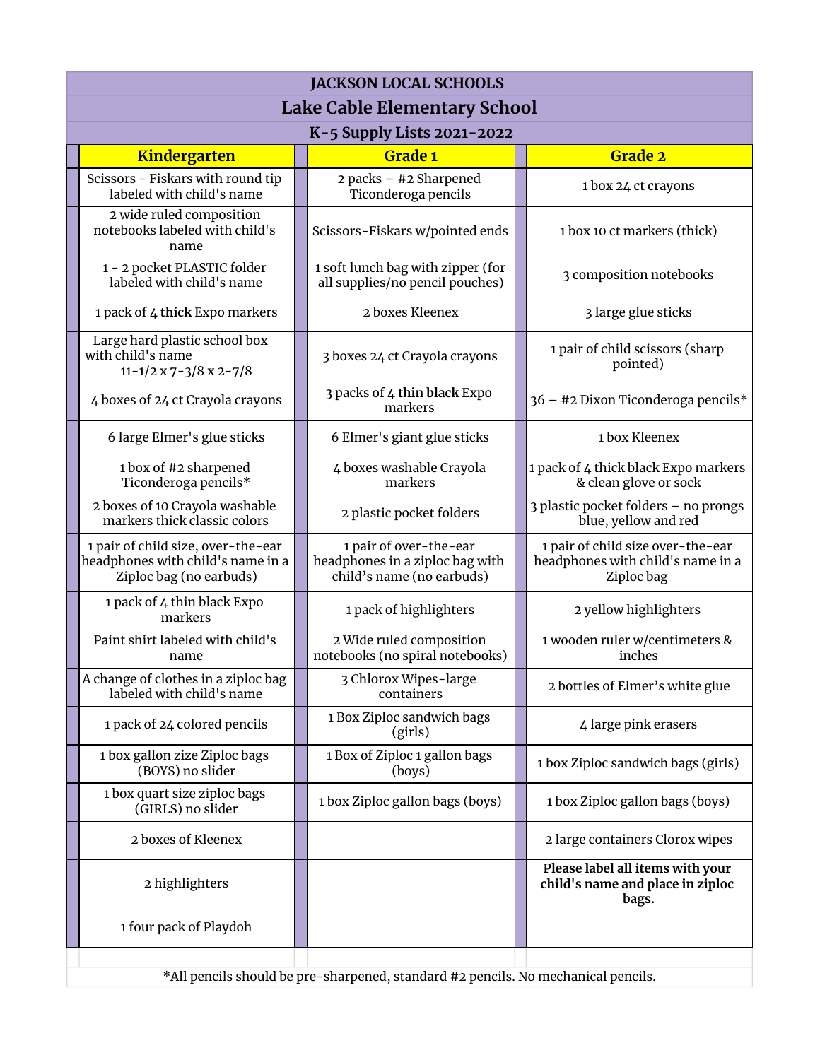# JACKSON LOCAL SCHOOLS

## Lake Cable Elementary School

### K-5 Supply Lists 2021-2022

| Kindergarten | Grade 1 | Grade 2 |
|---|---|---|
| Scissors - Fiskars with round tip labeled with child's name | 2 packs – #2 Sharpened Ticonderoga pencils | 1 box 24 ct crayons |
| 2 wide ruled composition notebooks labeled with child's name | Scissors-Fiskars w/pointed ends | 1 box 10 ct markers (thick) |
| 1 - 2 pocket PLASTIC folder labeled with child's name | 1 soft lunch bag with zipper (for all supplies/no pencil pouches) | 3 composition notebooks |
| 1 pack of 4 **thick** Expo markers | 2 boxes Kleenex | 3 large glue sticks |
| Large hard plastic school box with child's name 11-1/2 x 7-3/8 x 2-7/8 | 3 boxes 24 ct Crayola crayons | 1 pair of child scissors (sharp pointed) |
| 4 boxes of 24 ct Crayola crayons | 3 packs of 4 **thin black** Expo markers | 36 – #2 Dixon Ticonderoga pencils* |
| 6 large Elmer's glue sticks | 6 Elmer's giant glue sticks | 1 box Kleenex |
| 1 box of #2 sharpened Ticonderoga pencils* | 4 boxes washable Crayola markers | 1 pack of 4 thick black Expo markers & clean glove or sock |
| 2 boxes of 10 Crayola washable markers thick classic colors | 2 plastic pocket folders | 3 plastic pocket folders – no prongs blue, yellow and red |
| 1 pair of child size, over-the-ear headphones with child's name in a Ziploc bag (no earbuds) | 1 pair of over-the-ear headphones in a ziploc bag with child's name (no earbuds) | 1 pair of child size over-the-ear headphones with child's name in a Ziploc bag |
| 1 pack of 4 thin black Expo markers | 1 pack of highlighters | 2 yellow highlighters |
| Paint shirt labeled with child's name | 2 Wide ruled composition notebooks (no spiral notebooks) | 1 wooden ruler w/centimeters & inches |
| A change of clothes in a ziploc bag labeled with child's name | 3 Chlorox Wipes-large containers | 2 bottles of Elmer's white glue |
| 1 pack of 24 colored pencils | 1 Box Ziploc sandwich bags (girls) | 4 large pink erasers |
| 1 box gallon zize Ziploc bags (BOYS) no slider | 1 Box of Ziploc 1 gallon bags (boys) | 1 box Ziploc sandwich bags (girls) |
| 1 box quart size ziploc bags (GIRLS) no slider | 1 box Ziploc gallon bags (boys) | 1 box Ziploc gallon bags (boys) |
| 2 boxes of Kleenex | | 2 large containers Clorox wipes |
| 2 highlighters | | **Please label all items with your child's name and place in ziploc bags.** |
| 1 four pack of Playdoh | | |

*All pencils should be pre-sharpened, standard #2 pencils. No mechanical pencils.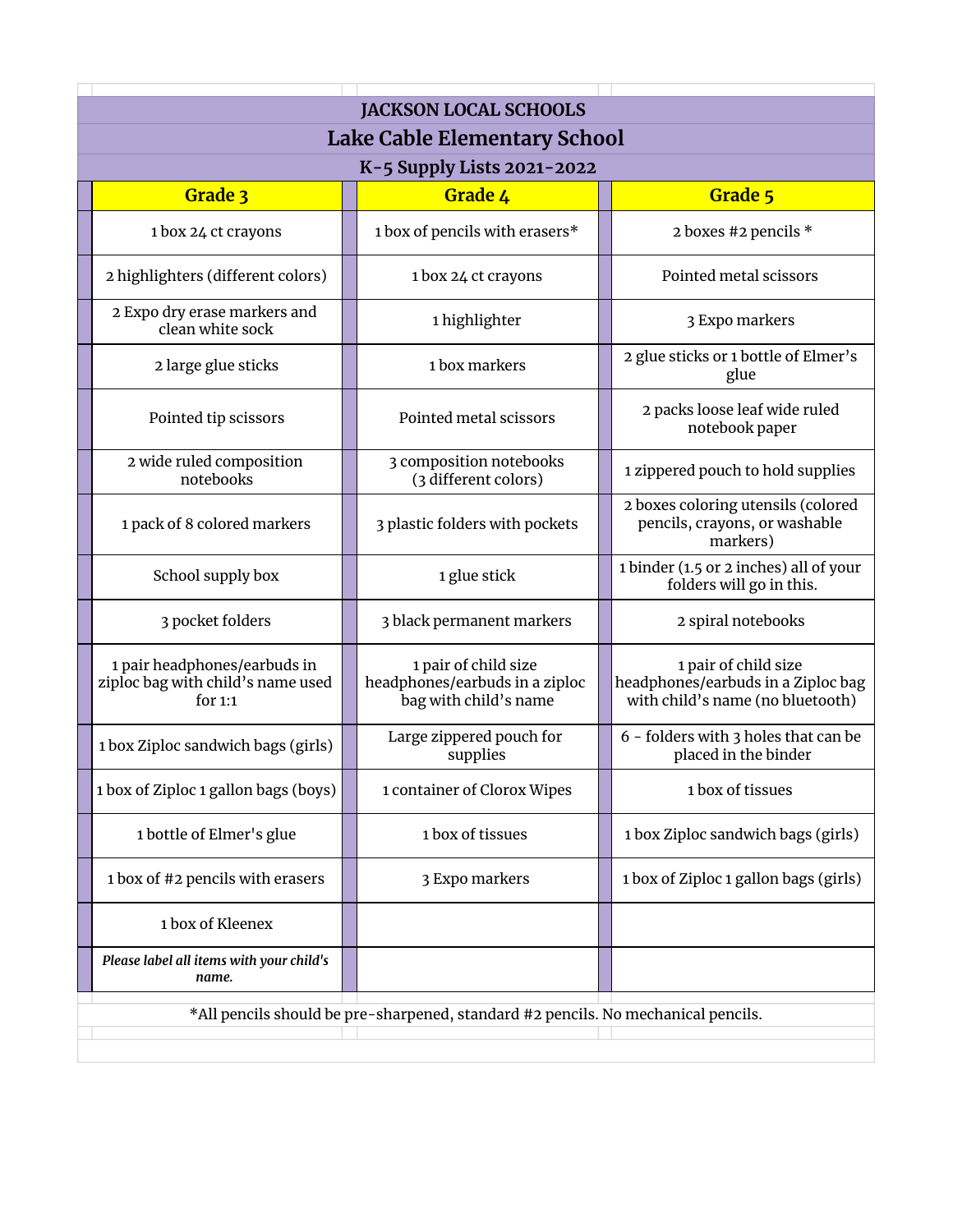# JACKSON LOCAL SCHOOLS

## Lake Cable Elementary School

### K-5 Supply Lists 2021-2022

| Grade 3 | Grade 4 | Grade 5 |
|---|---|---|
| 1 box 24 ct crayons | 1 box of pencils with erasers* | 2 boxes #2 pencils * |
| 2 highlighters (different colors) | 1 box 24 ct crayons | Pointed metal scissors |
| 2 Expo dry erase markers and clean white sock | 1 highlighter | 3 Expo markers |
| 2 large glue sticks | 1 box markers | 2 glue sticks or 1 bottle of Elmer's glue |
| Pointed tip scissors | Pointed metal scissors | 2 packs loose leaf wide ruled notebook paper |
| 2 wide ruled composition notebooks | 3 composition notebooks (3 different colors) | 1 zippered pouch to hold supplies |
| 1 pack of 8 colored markers | 3 plastic folders with pockets | 2 boxes coloring utensils (colored pencils, crayons, or washable markers) |
| School supply box | 1 glue stick | 1 binder (1.5 or 2 inches) all of your folders will go in this. |
| 3 pocket folders | 3 black permanent markers | 2 spiral notebooks |
| 1 pair headphones/earbuds in ziploc bag with child's name used for 1:1 | 1 pair of child size headphones/earbuds in a ziploc bag with child's name | 1 pair of child size headphones/earbuds in a Ziploc bag with child's name (no bluetooth) |
| 1 box Ziploc sandwich bags (girls) | Large zippered pouch for supplies | 6 - folders with 3 holes that can be placed in the binder |
| 1 box of Ziploc 1 gallon bags (boys) | 1 container of Clorox Wipes | 1 box of tissues |
| 1 bottle of Elmer's glue | 1 box of tissues | 1 box Ziploc sandwich bags (girls) |
| 1 box of #2 pencils with erasers | 3 Expo markers | 1 box of Ziploc 1 gallon bags (girls) |
| 1 box of Kleenex | | |
| ***Please label all items with your child's name.*** | | |

*All pencils should be pre-sharpened, standard #2 pencils. No mechanical pencils.